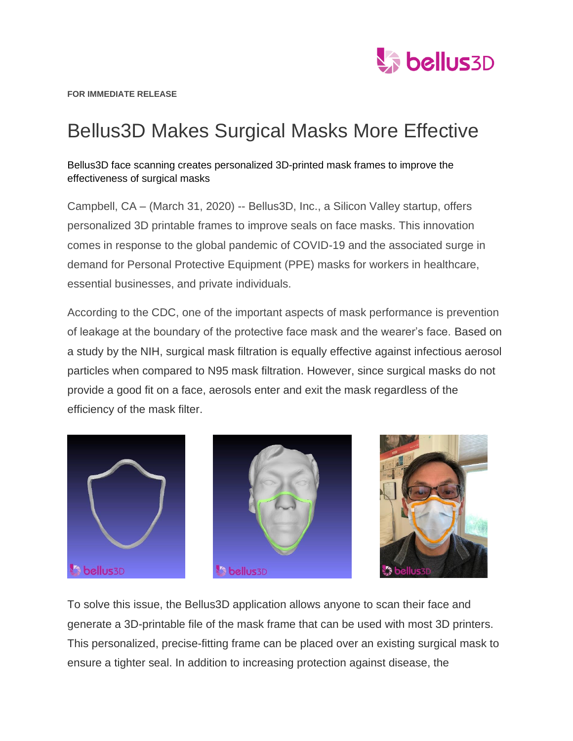**FOR IMMEDIATE RELEASE**

# Bellus3D Makes Surgical Masks More Effective

Bellus3D face scanning creates personalized 3D-printed mask frames to improve the effectiveness of surgical masks

Campbell, CA – (March 31, 2020) -- Bellus3D, Inc., a Silicon Valley startup, offers personalized 3D printable frames to improve seals on face masks. This innovation comes in response to the global pandemic of COVID-19 and the associated surge in demand for Personal Protective Equipment (PPE) masks for workers in healthcare, essential businesses, and private individuals.

According to the CDC, one of the important aspects of mask performance is prevention of leakage at the boundary of the protective face mask and the wearer's face. Based on a study by the NIH, surgical mask filtration is equally effective against infectious aerosol particles when compared to N95 mask filtration. However, since surgical masks do not provide a good fit on a face, aerosols enter and exit the mask regardless of the efficiency of the mask filter.

To solve this issue, the Bellus3D application allows anyone to scan their face and generate a 3D-printable file of the mask frame that can be used with most 3D printers. This personalized, precise-fitting frame can be placed over an existing surgical mask to ensure a tighter seal. In addition to increasing protection against disease, the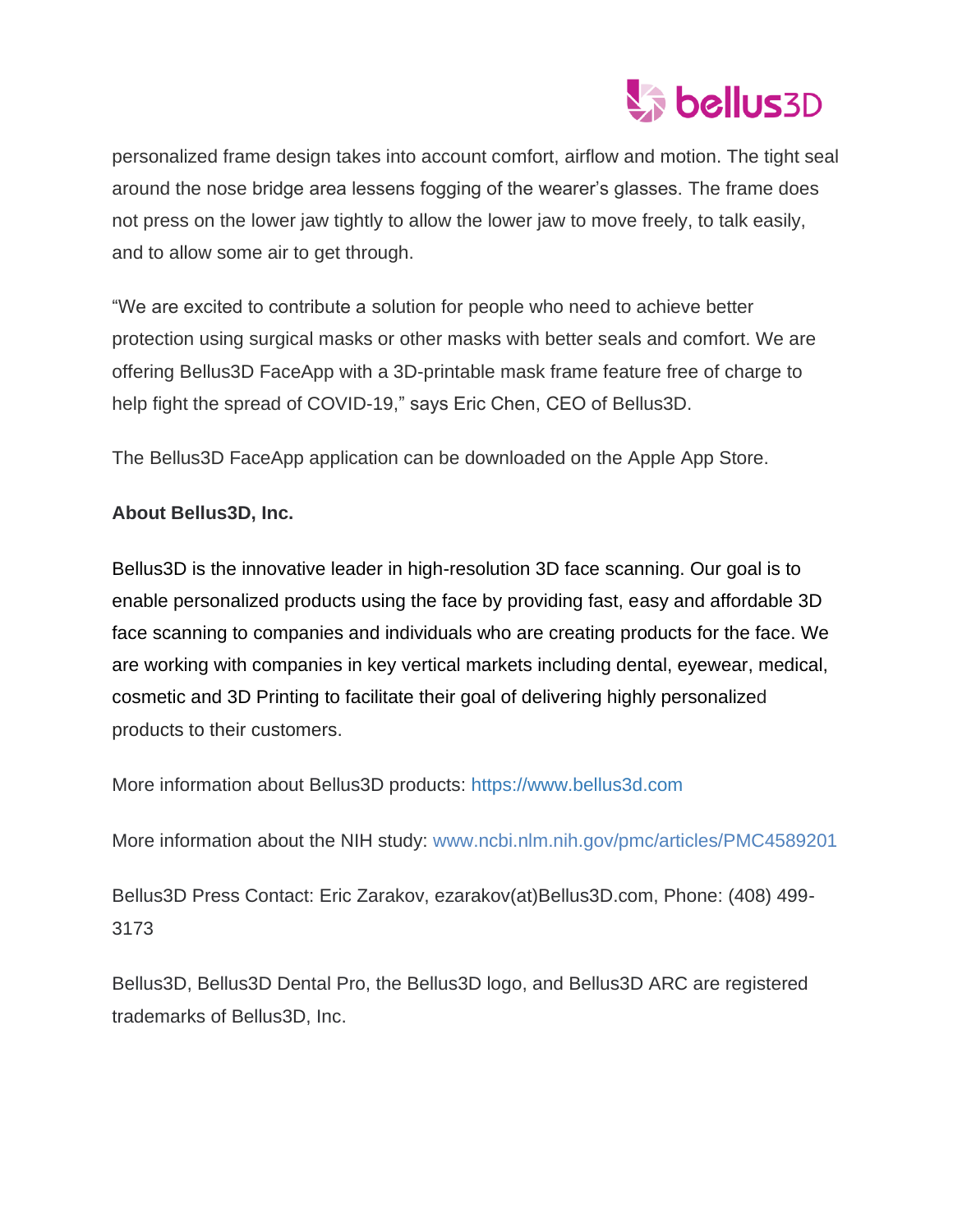personalized frame design takes into account comfort, airflow and motion. The tight seal around the nose bridge area lessens fogging of the wearer's glasses. The frame does not press on the lower jaw tightly to allow the lower jaw to move freely, to talk easily, and to allow some air to get through.

"We are excited to contribute a solution for people who need to achieve better protection using surgical masks or other masks with better seals and comfort. We are offering Bellus3D FaceApp with a 3D-printable mask frame feature free of charge to help fight the spread of COVID-19," says Eric Chen, CEO of Bellus3D.

The Bellus3D FaceApp application can be downloaded on the Apple App Store.

**About Bellus3D, Inc.**

Bellus3D is the innovative leader in high-resolution 3D face scanning. Our goal is to enable personalized products using the face by providing fast, easy and affordable 3D face scanning to companies and individuals who are creating products for the face. We are working with companies in key vertical markets including dental, eyewear, medical, cosmetic and 3D Printing to facilitate their goal of delivering highly personalized products to their customers.

More information about Bellus3D products: https://www.bellus3d.com

More information about the NIH study: www.ncbi.nlm.nih.gov/pmc/articles/PMC4589201

Bellus3D Press Contact: Eric Zarakov, ezarakov(at)Bellus3D.com, Phone: (408) 499-3173

Bellus3D, Bellus3D Dental Pro, the Bellus3D logo, and Bellus3D ARC are registered trademarks of Bellus3D, Inc.